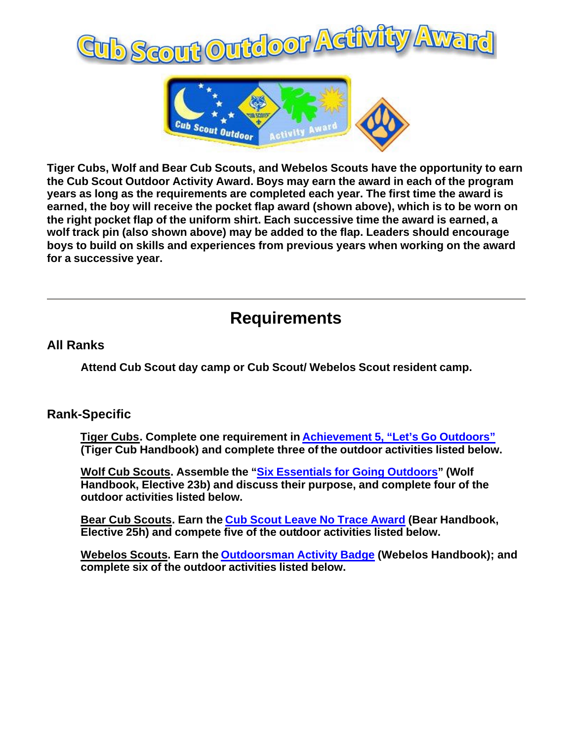# Cub Scout Outdoor Activity Award

**Tiger Cubs, Wolf and Bear Cub Scouts, and Webelos Scouts have the opportunity to earn the Cub Scout Outdoor Activity Award. Boys may earn the award in each of the program years as long as the requirements are completed each year. The first time the award is earned, the boy will receive the pocket flap award (shown above), which is to be worn on the right pocket flap of the uniform shirt. Each successive time the award is earned, a wolf track pin (also shown above) may be added to the flap. Leaders should encourage boys to build on skills and experiences from previous years when working on the award for a successive year.**

---

## Requirements

### All Ranks

**Attend Cub Scout day camp or Cub Scout/ Webelos Scout resident camp.**

### Rank-Specific

**Tiger Cubs. Complete one requirement in Achievement 5, "Let's Go Outdoors" (Tiger Cub Handbook) and complete three of the outdoor activities listed below.**

**Wolf Cub Scouts. Assemble the "Six Essentials for Going Outdoors" (Wolf Handbook, Elective 23b) and discuss their purpose, and complete four of the outdoor activities listed below.**

**Bear Cub Scouts. Earn the Cub Scout Leave No Trace Award (Bear Handbook, Elective 25h) and compete five of the outdoor activities listed below.**

**Webelos Scouts. Earn the Outdoorsman Activity Badge (Webelos Handbook); and complete six of the outdoor activities listed below.**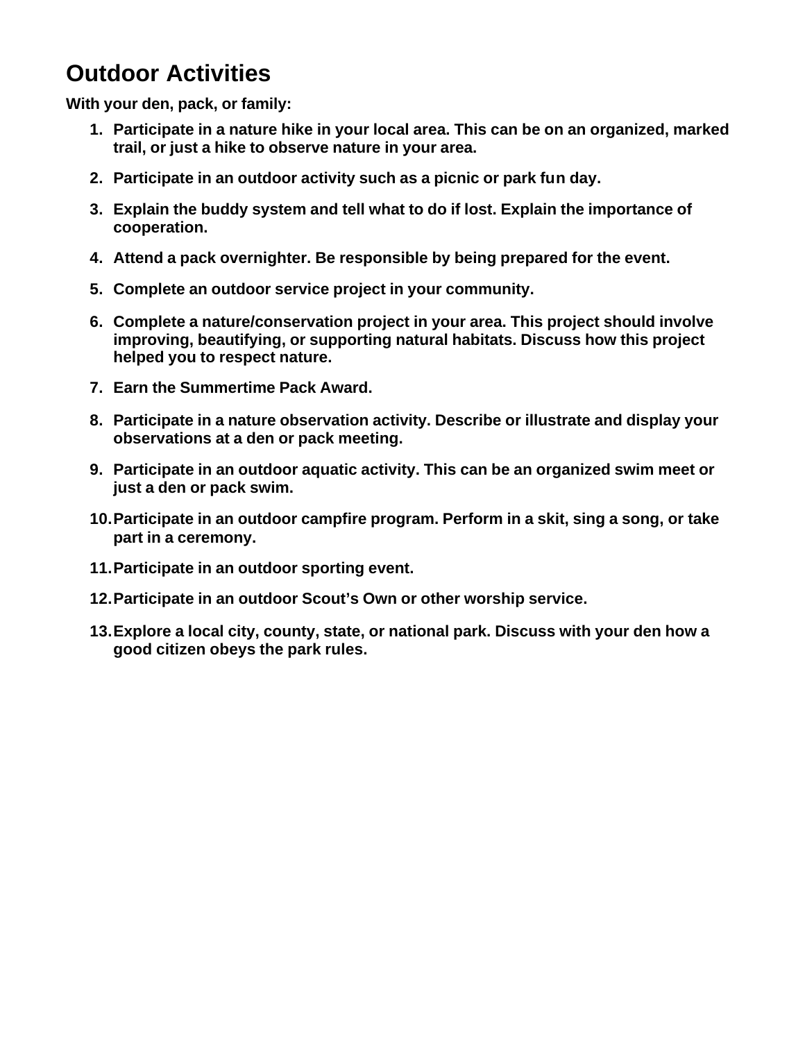# Outdoor Activities

**With your den, pack, or family:**

1. **Participate in a nature hike in your local area. This can be on an organized, marked trail, or just a hike to observe nature in your area.**
2. **Participate in an outdoor activity such as a picnic or park fun day.**
3. **Explain the buddy system and tell what to do if lost. Explain the importance of cooperation.**
4. **Attend a pack overnighter. Be responsible by being prepared for the event.**
5. **Complete an outdoor service project in your community.**
6. **Complete a nature/conservation project in your area. This project should involve improving, beautifying, or supporting natural habitats. Discuss how this project helped you to respect nature.**
7. **Earn the Summertime Pack Award.**
8. **Participate in a nature observation activity. Describe or illustrate and display your observations at a den or pack meeting.**
9. **Participate in an outdoor aquatic activity. This can be an organized swim meet or just a den or pack swim.**
10. **Participate in an outdoor campfire program. Perform in a skit, sing a song, or take part in a ceremony.**
11. **Participate in an outdoor sporting event.**
12. **Participate in an outdoor Scout's Own or other worship service.**
13. **Explore a local city, county, state, or national park. Discuss with your den how a good citizen obeys the park rules.**